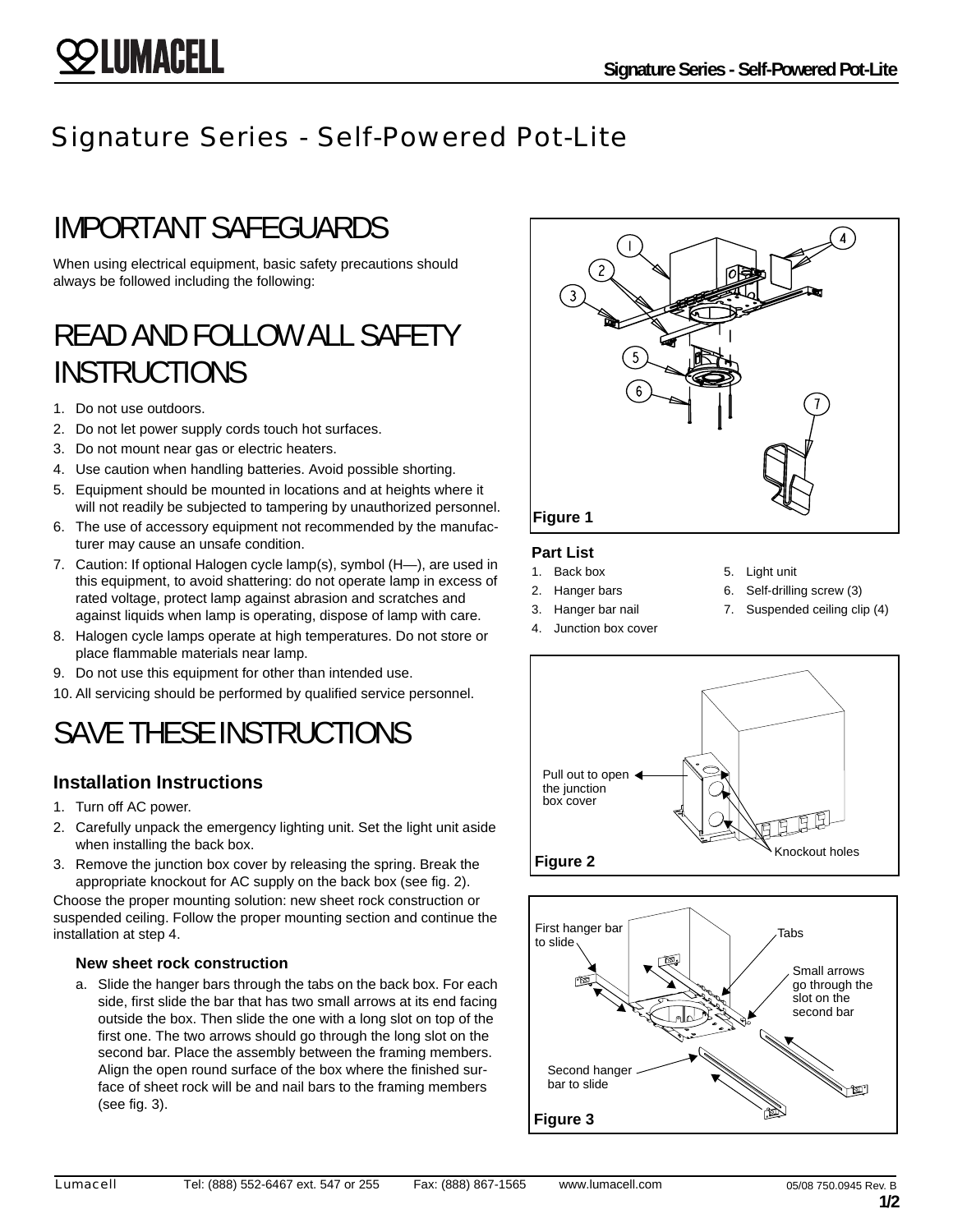# Signature Series - Self-Powered Pot-Lite

## IMPORTANT SAFEGUARDS

When using electrical equipment, basic safety precautions should always be followed including the following:

## READ AND FOLLOW ALL SAFETY INSTRUCTIONS

1. Do not use outdoors.
2. Do not let power supply cords touch hot surfaces.
3. Do not mount near gas or electric heaters.
4. Use caution when handling batteries. Avoid possible shorting.
5. Equipment should be mounted in locations and at heights where it will not readily be subjected to tampering by unauthorized personnel.
6. The use of accessory equipment not recommended by the manufacturer may cause an unsafe condition.
7. Caution: If optional Halogen cycle lamp(s), symbol (H—), are used in this equipment, to avoid shattering: do not operate lamp in excess of rated voltage, protect lamp against abrasion and scratches and against liquids when lamp is operating, dispose of lamp with care.
8. Halogen cycle lamps operate at high temperatures. Do not store or place flammable materials near lamp.
9. Do not use this equipment for other than intended use.
10. All servicing should be performed by qualified service personnel.

## SAVE THESE INSTRUCTIONS

### Installation Instructions

1. Turn off AC power.
2. Carefully unpack the emergency lighting unit. Set the light unit aside when installing the back box.
3. Remove the junction box cover by releasing the spring. Break the appropriate knockout for AC supply on the back box (see fig. 2).

Choose the proper mounting solution: new sheet rock construction or suspended ceiling. Follow the proper mounting section and continue the installation at step 4.

#### New sheet rock construction

a. Slide the hanger bars through the tabs on the back box. For each side, first slide the bar that has two small arrows at its end facing outside the box. Then slide the one with a long slot on top of the first one. The two arrows should go through the long slot on the second bar. Place the assembly between the framing members. Align the open round surface of the box where the finished surface of sheet rock will be and nail bars to the framing members (see fig. 3).

**Figure 1**

**Part List**

1. Back box
2. Hanger bars
3. Hanger bar nail
4. Junction box cover
5. Light unit
6. Self-drilling screw (3)
7. Suspended ceiling clip (4)

Pull out to open the junction box cover

Knockout holes

**Figure 2**

First hanger bar to slide

Tabs

Small arrows go through the slot on the second bar

Second hanger bar to slide

**Figure 3**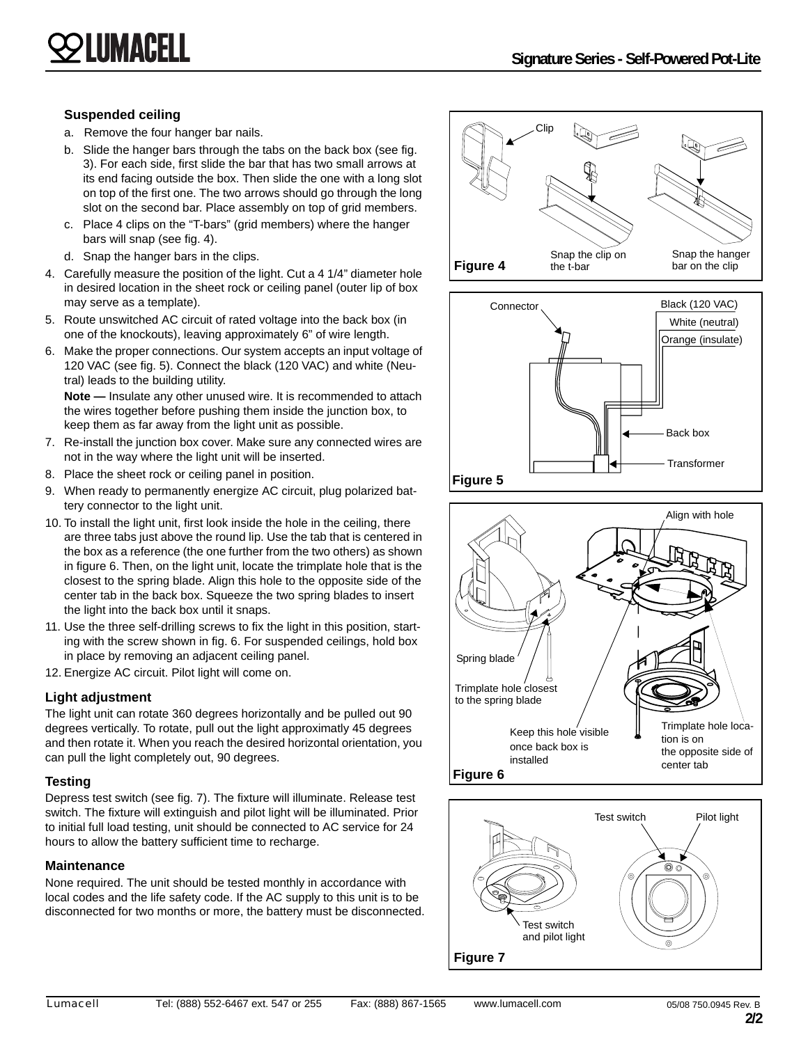### Suspended ceiling

a. Remove the four hanger bar nails.

b. Slide the hanger bars through the tabs on the back box (see fig. 3). For each side, first slide the bar that has two small arrows at its end facing outside the box. Then slide the one with a long slot on top of the first one. The two arrows should go through the long slot on the second bar. Place assembly on top of grid members.

c. Place 4 clips on the “T-bars” (grid members) where the hanger bars will snap (see fig. 4).

d. Snap the hanger bars in the clips.

4. Carefully measure the position of the light. Cut a 4 1/4” diameter hole in desired location in the sheet rock or ceiling panel (outer lip of box may serve as a template).
5. Route unswitched AC circuit of rated voltage into the back box (in one of the knockouts), leaving approximately 6” of wire length.
6. Make the proper connections. Our system accepts an input voltage of 120 VAC (see fig. 5). Connect the black (120 VAC) and white (Neutral) leads to the building utility.

   **Note —** Insulate any other unused wire. It is recommended to attach the wires together before pushing them inside the junction box, to keep them as far away from the light unit as possible.
7. Re-install the junction box cover. Make sure any connected wires are not in the way where the light unit will be inserted.
8. Place the sheet rock or ceiling panel in position.
9. When ready to permanently energize AC circuit, plug polarized battery connector to the light unit.
10. To install the light unit, first look inside the hole in the ceiling, there are three tabs just above the round lip. Use the tab that is centered in the box as a reference (the one further from the two others) as shown in figure 6. Then, on the light unit, locate the trimplate hole that is the closest to the spring blade. Align this hole to the opposite side of the center tab in the back box. Squeeze the two spring blades to insert the light into the back box until it snaps.
11. Use the three self-drilling screws to fix the light in this position, starting with the screw shown in fig. 6. For suspended ceilings, hold box in place by removing an adjacent ceiling panel.
12. Energize AC circuit. Pilot light will come on.

### Light adjustment

The light unit can rotate 360 degrees horizontally and be pulled out 90 degrees vertically. To rotate, pull out the light approximatly 45 degrees and then rotate it. When you reach the desired horizontal orientation, you can pull the light completely out, 90 degrees.

### Testing

Depress test switch (see fig. 7). The fixture will illuminate. Release test switch. The fixture will extinguish and pilot light will be illuminated. Prior to initial full load testing, unit should be connected to AC service for 24 hours to allow the battery sufficient time to recharge.

### Maintenance

None required. The unit should be tested monthly in accordance with local codes and the life safety code. If the AC supply to this unit is to be disconnected for two months or more, the battery must be disconnected.

Clip · Snap the clip on the t-bar · Snap the hanger bar on the clip

Figure 4

Connector · Black (120 VAC) · White (neutral) · Orange (insulate) · Back box · Transformer

Figure 5

Align with hole · Spring blade · Trimplate hole closest to the spring blade · Keep this hole visible once back box is installed · Trimplate hole location is on the opposite side of center tab

Figure 6

Test switch · Pilot light · Test switch and pilot light

Figure 7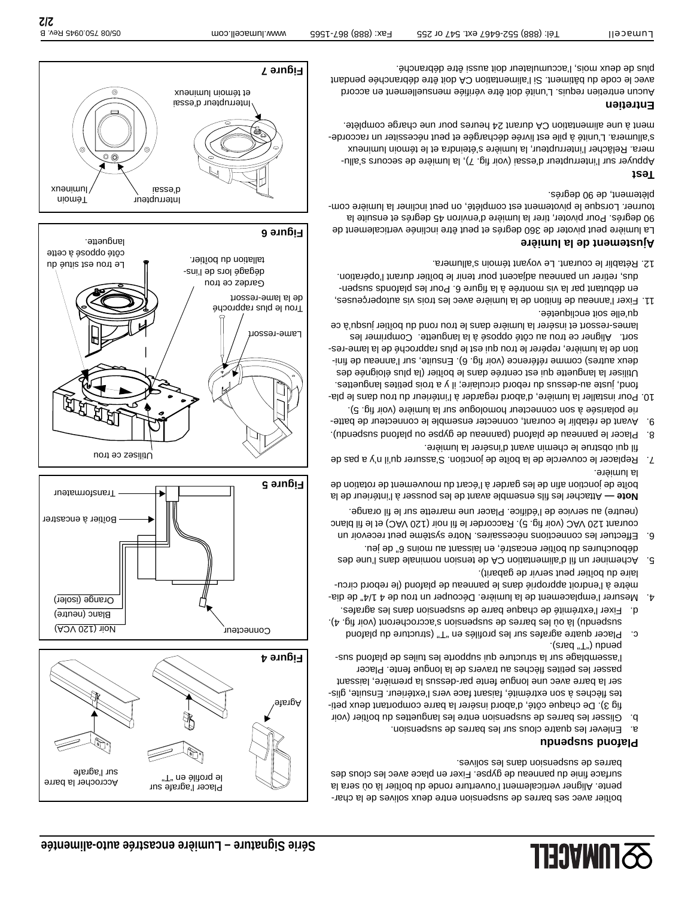# Série Signature – Lumière encastrée auto-alimentée

boîtier avec ses barres de suspension entre deux solives de la charpente. Aligner verticalement l'ouverture ronde du boîtier là où sera la surface finie du panneau de gypse. Fixer en place avec les clous des barres de suspension dans les solives.

## Plafond suspendu

a. Enlever les quatre clous sur les barres de suspension.
b. Glisser les barres de suspension entre les languettes du boîtier (voir fig 3). De chaque côté, d'abord insérer la barre comportant deux petites flèches à son extrémité, faisant face vers l'extérieur. Ensuite, glisser la barre avec une longue fente par-dessus la première, laissant passer les petites flèches au travers de la longue fente. Placer l'assemblage sur la structure qui supporte les tuiles de plafond suspendu ("T" bars).
c. Placer quatre agrafes sur les profilés en "T" (structure du plafond suspendu) là où les barres de suspension s'accrocheront (voir fig. 4).
d. Fixer l'extrémité de chaque barre de suspension dans les agrafes.

4. Mesurer l'emplacement de la lumière. Découper un trou de 4 1/4" de diamètre à l'endroit approprié dans le panneau de plafond (le rebord circulaire du boîtier peut servir de gabarit).
5. Acheminer un fil d'alimentation CA de tension nominale dans l'une des débouchures du boîtier encastré, en laissant au moins 6" de jeu.
6. Effectuer les connections nécessaires. Notre système peut recevoir un courant 120 VAC (voir fig. 5). Raccorder le fil noir (120 VAC) et le fil blanc (neutre) au service de l'édifice. Placer une marrette sur le fil orange.

**Note —** Attacher les fils ensemble avant de les pousser à l'intérieur de la boîte de jonction afin de les garder à l'écart du mouvement de rotation de la lumière.

7. Replacer le couvercle de la boîte de jonction. S'assurer qu'il n'y a pas de fil qui obstrue le chemin avant d'insérer la lumière.
8. Placer le panneau de plafond (panneau de gypse ou plafond suspendu).
9. Avant de rétablir le courant, connecter ensemble le connecteur de batterie polarisée à son connecteur homologue sur la lumière (voir fig. 5).
10. Pour installer la lumière, d'abord regarder à l'intérieur du trou dans le plafond, juste au-dessus du rebord circulaire; il y a trois petites languettes. Utiliser la languette qui est centrée dans le boîtier (la plus éloignée des deux autres) comme référence (voir fig. 6). Ensuite, sur l'anneau de finition de la lumière, repérer le trou qui est le plus rapproché de la lame-ressort. Aligner ce trou au côté opposé à la languette. Comprimer les lames-ressort et insérer la lumière dans le trou rond du boîtier jusqu'à ce qu'elle soit encliquetée.
11. Fixer l'anneau de finition de la lumière avec les trois vis autoperçeuses, en débutant par la vis montrée à la figure 6. Pour les plafonds suspendus, retirer un panneau adjacent pour tenir le boîtier durant l'opération.
12. Rétablir le courant. Le voyant témoin s'allumera.

## Ajustement de la lumière

La lumière peut pivoter de 360 degrés et peut être inclinée verticalement de 90 degrés. Pour pivoter, tirer la lumière d'environ 45 degrés et ensuite la tourner. Lorsque le pivotement est complété, on peut incliner la lumière complètement, de 90 degrés.

## Test

Appuyer sur l'interrupteur d'essai (voir fig. 7), la lumière de secours s'allumera. Relâcher l'interrupteur, la lumière s'éteindra et le témoin lumineux s'allumera. L'unité à pile est livrée déchargée et peut nécessiter un raccordement à une alimentation CA durant 24 heures pour une charge complète.

## Entretien

Aucun entretien requis. L'unité doit être vérifiée mensuellement en accord avec le code du bâtiment. Si l'alimentation CA doit être débranchée pendant plus de deux mois, l'accumulateur doit aussi être débranché.

Agrafe

Placer l'agrafe sur le profilé en "T"

Accrocher la barre sur l'agrafe

**Figure 4**

Connecteur

Noir (120 VCA)

Blanc (neutre)

Orange (isoler)

Boîtier à encastrer

Transformateur

**Figure 5**

Utilisez ce trou

Lame-ressort

Trou le plus rapproché de la lame-ressort

Gardez ce trou dégagé lors de l'installation du boîtier.

Le trou est situé du côté opposé à cette languette.

**Figure 6**

Interrupteur d'essai et témoin lumineux

Interrupteur d'essai

Témoin lumineux

**Figure 7**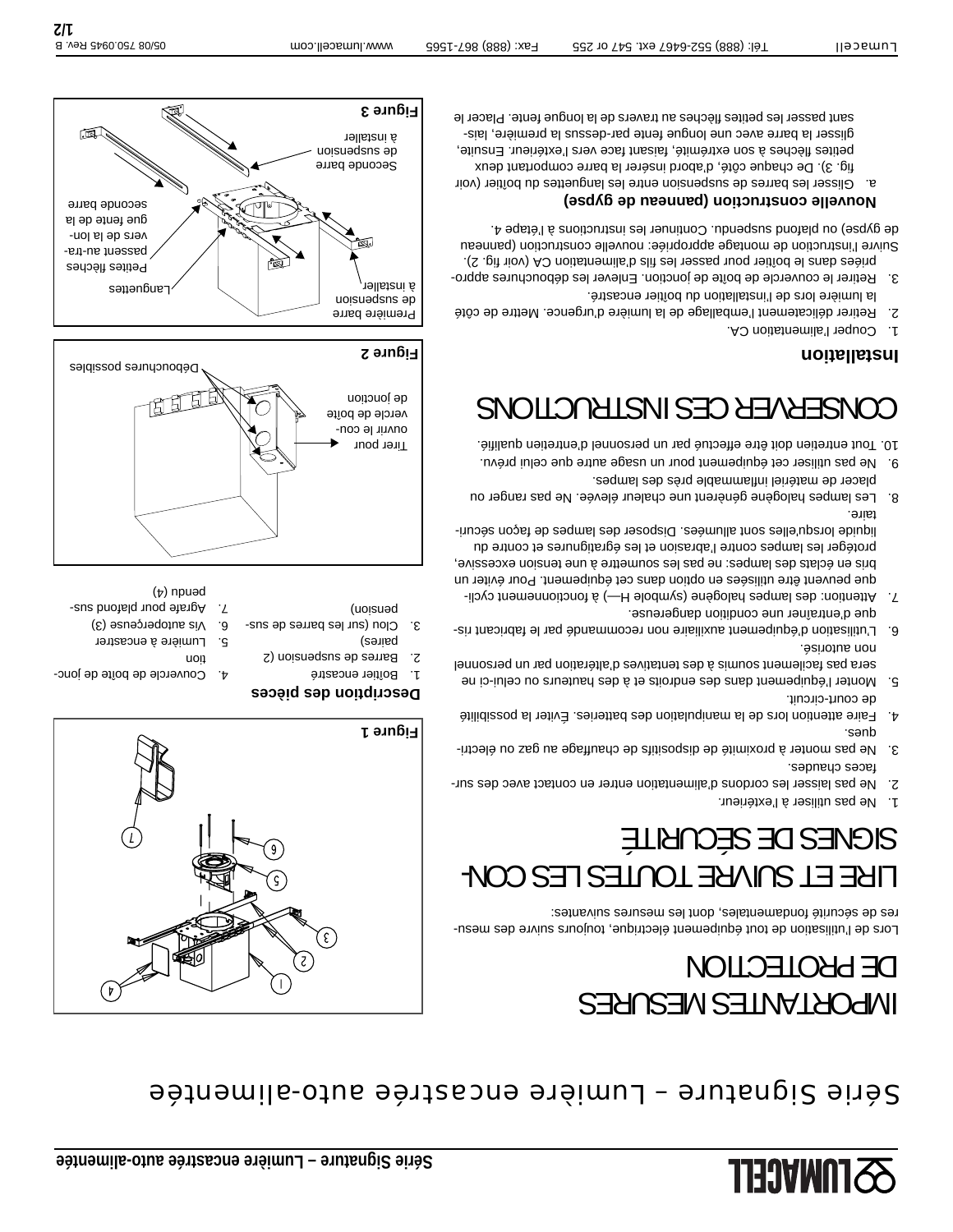# Série Signature – Lumière encastrée auto-alimentée

## IMPORTANTES MESURES DE PROTECTION

Lors de l'utilisation de tout équipement électrique, toujours suivre des mesures de sécurité fondamentales, dont les mesures suivantes:

## LIRE ET SUIVRE TOUTES LES CONSIGNES DE SÉCURITÉ

1. Ne pas utiliser à l'extérieur.
2. Ne pas laisser les cordons d'alimentation entrer en contact avec des surfaces chaudes.
3. Ne pas monter à proximité de dispositifs de chauffage au gaz ou électriques.
4. Faire attention lors de la manipulation des batteries. Éviter la possibilité de court-circuit.
5. Monter l'équipement dans des endroits et à des hauteurs où celui-ci ne sera pas facilement soumis à des tentatives d'altération par un personnel non autorisé.
6. L'utilisation d'équipement auxiliaire non recommandé par le fabricant risque d'entraîner une condition dangereuse.
7. Attention: des lampes halogène (symbole H—) à fonctionnement cyclique peuvent être utilisées en option dans cet équipement. Pour éviter un bris en éclats des lampes: ne pas les soumettre à une tension excessive, protéger les lampes contre l'abrasion et les égratignures et contre du liquide lorsqu'elles sont allumées. Disposer des lampes de façon sécuritaire.
8. Les lampes halogène génèrent une chaleur élevée. Ne pas ranger ou placer de matériel inflammable près des lampes.
9. Ne pas utiliser cet équipement pour un usage autre que celui prévu.
10. Tout entretien doit être effectué par un personnel d'entretien qualifié.

## CONSERVER CES INSTRUCTIONS

### Installation

1. Couper l'alimentation CA.
2. Retirer délicatement l'emballage de la lumière d'urgence. Mettre de côté la lumière lors de l'installation du boîtier encastré.
3. Retirer le couvercle de boîte de jonction. Enlever les débouchures appropriées dans le boîtier pour passer les fils d'alimentation CA (voir fig. 2). Suivre l'instruction de montage appropriée: nouvelle construction (panneau de gypse) ou plafond suspendu. Continuer les instructions à l'étape 4.

**Nouvelle construction (panneau de gypse)**

a. Glisser les barres de suspension entre les languettes du boîtier (voir fig. 3). De chaque côté, d'abord insérer la barre comportant deux petites flèches à son extrémité, faisant face vers l'extérieur. Ensuite, glisser la barre avec une longue fente par-dessus la première, laissant passer les petites flèches au travers de la longue fente. Placer le

**Figure 1**

**Description des pièces**

1. Boîtier encastré
2. Barres de suspension (2 paires)
3. Clou (sur les barres de suspension)
4. Couvercle de boîte de jonction
5. Lumière à encastrer
6. Vis autoperceuse (3)
7. Agrafe pour plafond suspendu (4)

Tirer pour ouvrir le couvercle de boîte de jonction

Débouchures possibles

**Figure 2**

Première barre de suspension à installer

Languettes

Petites flèches passent au-travers de la longue fente de la seconde barre

Seconde barre de suspension à installer

**Figure 3**